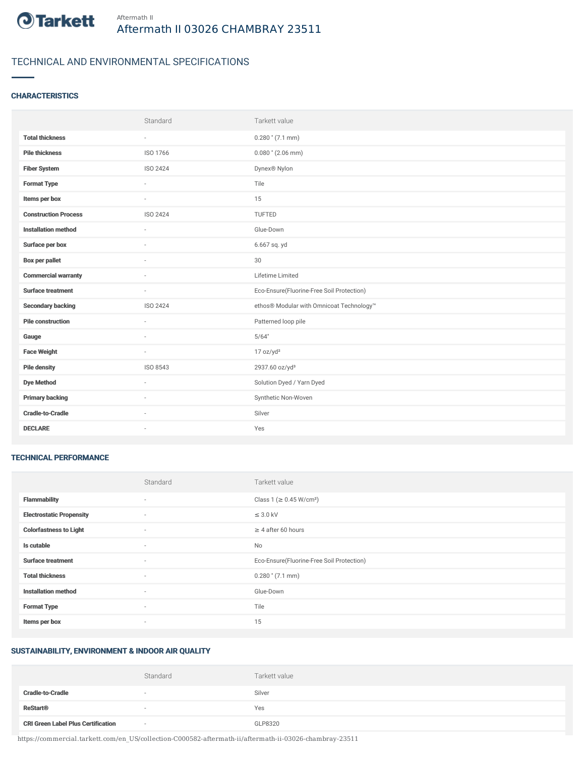Aftermath II

# Aftermath II 03026 CHAMBRAY 23511

## TECHNICAL AND ENVIRONMENTAL SPECIFICATIONS

### CHARACTERISTICS

| | Standard | Tarkett value |
|---|---|---|
| **Total thickness** | - | 0.280 " (7.1 mm) |
| **Pile thickness** | ISO 1766 | 0.080 " (2.06 mm) |
| **Fiber System** | ISO 2424 | Dynex® Nylon |
| **Format Type** | - | Tile |
| **Items per box** | - | 15 |
| **Construction Process** | ISO 2424 | TUFTED |
| **Installation method** | - | Glue-Down |
| **Surface per box** | - | 6.667 sq. yd |
| **Box per pallet** | - | 30 |
| **Commercial warranty** | - | Lifetime Limited |
| **Surface treatment** | - | Eco-Ensure(Fluorine-Free Soil Protection) |
| **Secondary backing** | ISO 2424 | ethos® Modular with Omnicoat Technology™ |
| **Pile construction** | - | Patterned loop pile |
| **Gauge** | - | 5/64" |
| **Face Weight** | - | 17 oz/yd² |
| **Pile density** | ISO 8543 | 2937.60 oz/yd³ |
| **Dye Method** | - | Solution Dyed / Yarn Dyed |
| **Primary backing** | - | Synthetic Non-Woven |
| **Cradle-to-Cradle** | - | Silver |
| **DECLARE** | - | Yes |

### TECHNICAL PERFORMANCE

| | Standard | Tarkett value |
|---|---|---|
| **Flammability** | - | Class 1 (≥ 0.45 W/cm²) |
| **Electrostatic Propensity** | - | ≤ 3.0 kV |
| **Colorfastness to Light** | - | ≥ 4 after 60 hours |
| **Is cutable** | - | No |
| **Surface treatment** | - | Eco-Ensure(Fluorine-Free Soil Protection) |
| **Total thickness** | - | 0.280 " (7.1 mm) |
| **Installation method** | - | Glue-Down |
| **Format Type** | - | Tile |
| **Items per box** | - | 15 |

### SUSTAINABILITY, ENVIRONMENT & INDOOR AIR QUALITY

| | Standard | Tarkett value |
|---|---|---|
| **Cradle-to-Cradle** | - | Silver |
| **ReStart®** | - | Yes |
| **CRI Green Label Plus Certification** | - | GLP8320 |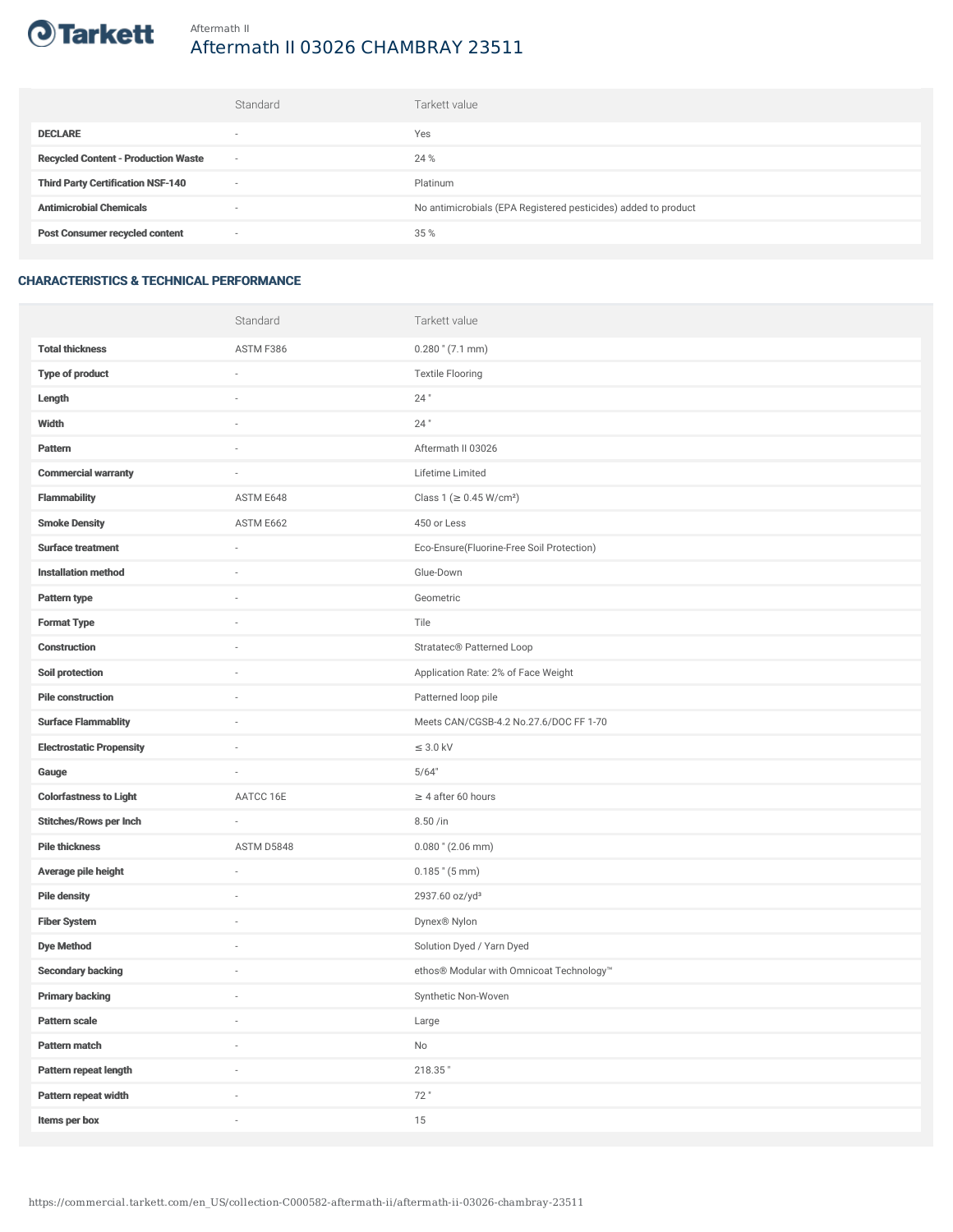Aftermath II

# Aftermath II 03026 CHAMBRAY 23511

| | Standard | Tarkett value |
|---|---|---|
| **DECLARE** | - | Yes |
| **Recycled Content - Production Waste** | - | 24 % |
| **Third Party Certification NSF-140** | - | Platinum |
| **Antimicrobial Chemicals** | - | No antimicrobials (EPA Registered pesticides) added to product |
| **Post Consumer recycled content** | - | 35 % |

## CHARACTERISTICS & TECHNICAL PERFORMANCE

| | Standard | Tarkett value |
|---|---|---|
| **Total thickness** | ASTM F386 | 0.280 " (7.1 mm) |
| **Type of product** | - | Textile Flooring |
| **Length** | - | 24 " |
| **Width** | - | 24 " |
| **Pattern** | - | Aftermath II 03026 |
| **Commercial warranty** | - | Lifetime Limited |
| **Flammability** | ASTM E648 | Class 1 (≥ 0.45 W/cm²) |
| **Smoke Density** | ASTM E662 | 450 or Less |
| **Surface treatment** | - | Eco-Ensure(Fluorine-Free Soil Protection) |
| **Installation method** | - | Glue-Down |
| **Pattern type** | - | Geometric |
| **Format Type** | - | Tile |
| **Construction** | - | Stratatec® Patterned Loop |
| **Soil protection** | - | Application Rate: 2% of Face Weight |
| **Pile construction** | - | Patterned loop pile |
| **Surface Flammablity** | - | Meets CAN/CGSB-4.2 No.27.6/DOC FF 1-70 |
| **Electrostatic Propensity** | - | ≤ 3.0 kV |
| **Gauge** | - | 5/64" |
| **Colorfastness to Light** | AATCC 16E | ≥ 4 after 60 hours |
| **Stitches/Rows per Inch** | - | 8.50 /in |
| **Pile thickness** | ASTM D5848 | 0.080 " (2.06 mm) |
| **Average pile height** | - | 0.185 " (5 mm) |
| **Pile density** | - | 2937.60 oz/yd³ |
| **Fiber System** | - | Dynex® Nylon |
| **Dye Method** | - | Solution Dyed / Yarn Dyed |
| **Secondary backing** | - | ethos® Modular with Omnicoat Technology™ |
| **Primary backing** | - | Synthetic Non-Woven |
| **Pattern scale** | - | Large |
| **Pattern match** | - | No |
| **Pattern repeat length** | - | 218.35 " |
| **Pattern repeat width** | - | 72 " |
| **Items per box** | - | 15 |